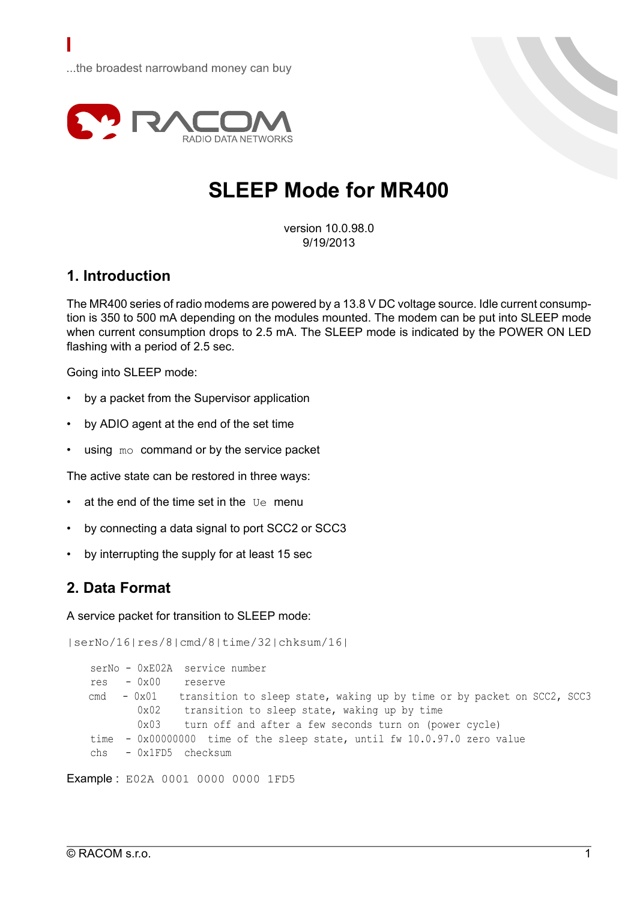...the broadest narrowband money can buy

RACOM
RADIO DATA NETWORKS

# SLEEP Mode for MR400

version 10.0.98.0
9/19/2013

## 1. Introduction

The MR400 series of radio modems are powered by a 13.8 V DC voltage source. Idle current consumption is 350 to 500 mA depending on the modules mounted. The modem can be put into SLEEP mode when current consumption drops to 2.5 mA. The SLEEP mode is indicated by the POWER ON LED flashing with a period of 2.5 sec.

Going into SLEEP mode:

- by a packet from the Supervisor application
- by ADIO agent at the end of the set time
- using `mo` command or by the service packet

The active state can be restored in three ways:

- at the end of the time set in the `Ue` menu
- by connecting a data signal to port SCC2 or SCC3
- by interrupting the supply for at least 15 sec

## 2. Data Format

A service packet for transition to SLEEP mode:

```
|serNo/16|res/8|cmd/8|time/32|chksum/16|

    serNo - 0xE02A  service number
    res   - 0x00    reserve
    cmd   - 0x01    transition to sleep state, waking up by time or by packet on SCC2, SCC3
            0x02    transition to sleep state, waking up by time
            0x03    turn off and after a few seconds turn on (power cycle)
    time  - 0x00000000  time of the sleep state, until fw 10.0.97.0 zero value
    chs   - 0x1FD5  checksum
```

Example : `E02A 0001 0000 0000 1FD5`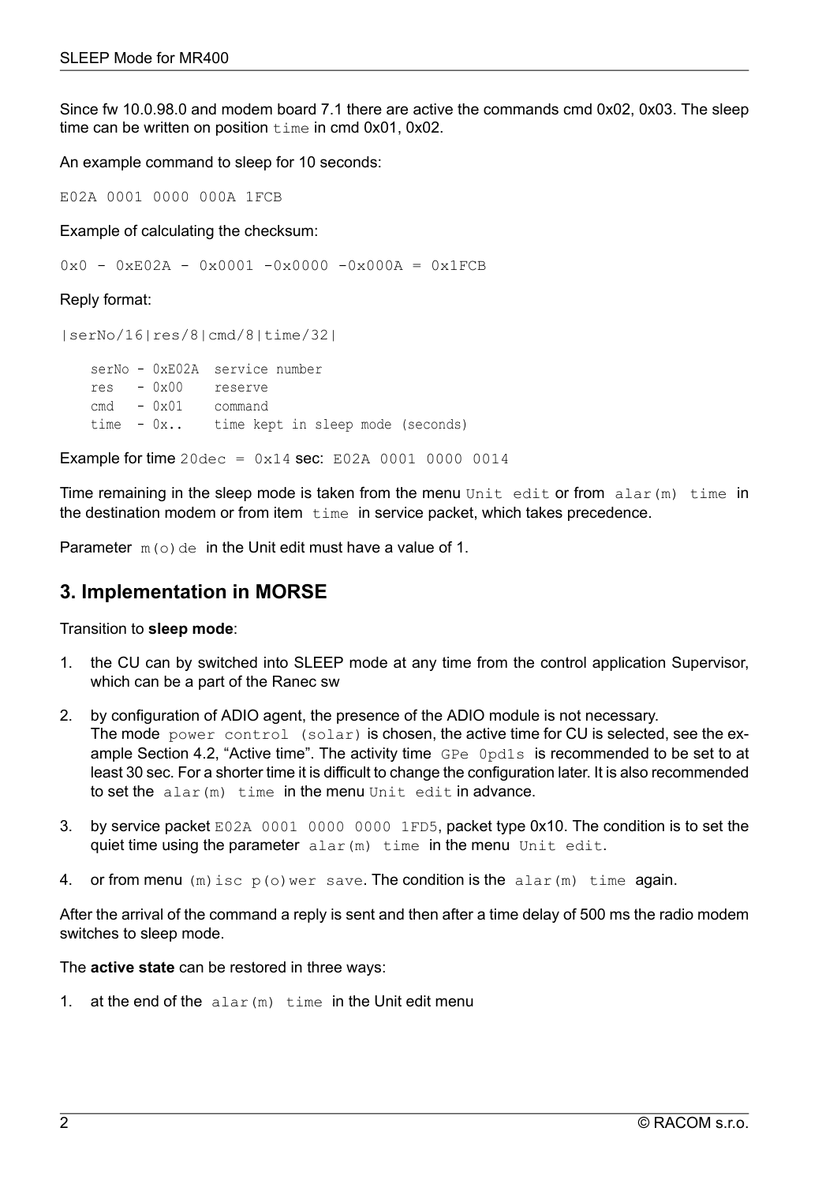Since fw 10.0.98.0 and modem board 7.1 there are active the commands cmd 0x02, 0x03. The sleep time can be written on position `time` in cmd 0x01, 0x02.

An example command to sleep for 10 seconds:

```
E02A 0001 0000 000A 1FCB
```

Example of calculating the checksum:

```
0x0 - 0xE02A - 0x0001 -0x0000 -0x000A = 0x1FCB
```

Reply format:

```
|serNo/16|res/8|cmd/8|time/32|

    serNo - 0xE02A  service number
    res   - 0x00    reserve
    cmd   - 0x01    command
    time  - 0x..    time kept in sleep mode (seconds)
```

Example for time `20dec = 0x14` sec: `E02A 0001 0000 0014`

Time remaining in the sleep mode is taken from the menu `Unit edit` or from `alar(m) time` in the destination modem or from item `time` in service packet, which takes precedence.

Parameter `m(o)de` in the Unit edit must have a value of 1.

## 3. Implementation in MORSE

Transition to **sleep mode**:

1. the CU can by switched into SLEEP mode at any time from the control application Supervisor, which can be a part of the Ranec sw

2. by configuration of ADIO agent, the presence of the ADIO module is not necessary. The mode `power control (solar)` is chosen, the active time for CU is selected, see the example Section 4.2, “Active time”. The activity time `GPe 0pd1s` is recommended to be set to at least 30 sec. For a shorter time it is difficult to change the configuration later. It is also recommended to set the `alar(m) time` in the menu `Unit edit` in advance.

3. by service packet `E02A 0001 0000 0000 1FD5`, packet type 0x10. The condition is to set the quiet time using the parameter `alar(m) time` in the menu `Unit edit`.

4. or from menu `(m)isc p(o)wer save`. The condition is the `alar(m) time` again.

After the arrival of the command a reply is sent and then after a time delay of 500 ms the radio modem switches to sleep mode.

The **active state** can be restored in three ways:

1. at the end of the `alar(m) time` in the Unit edit menu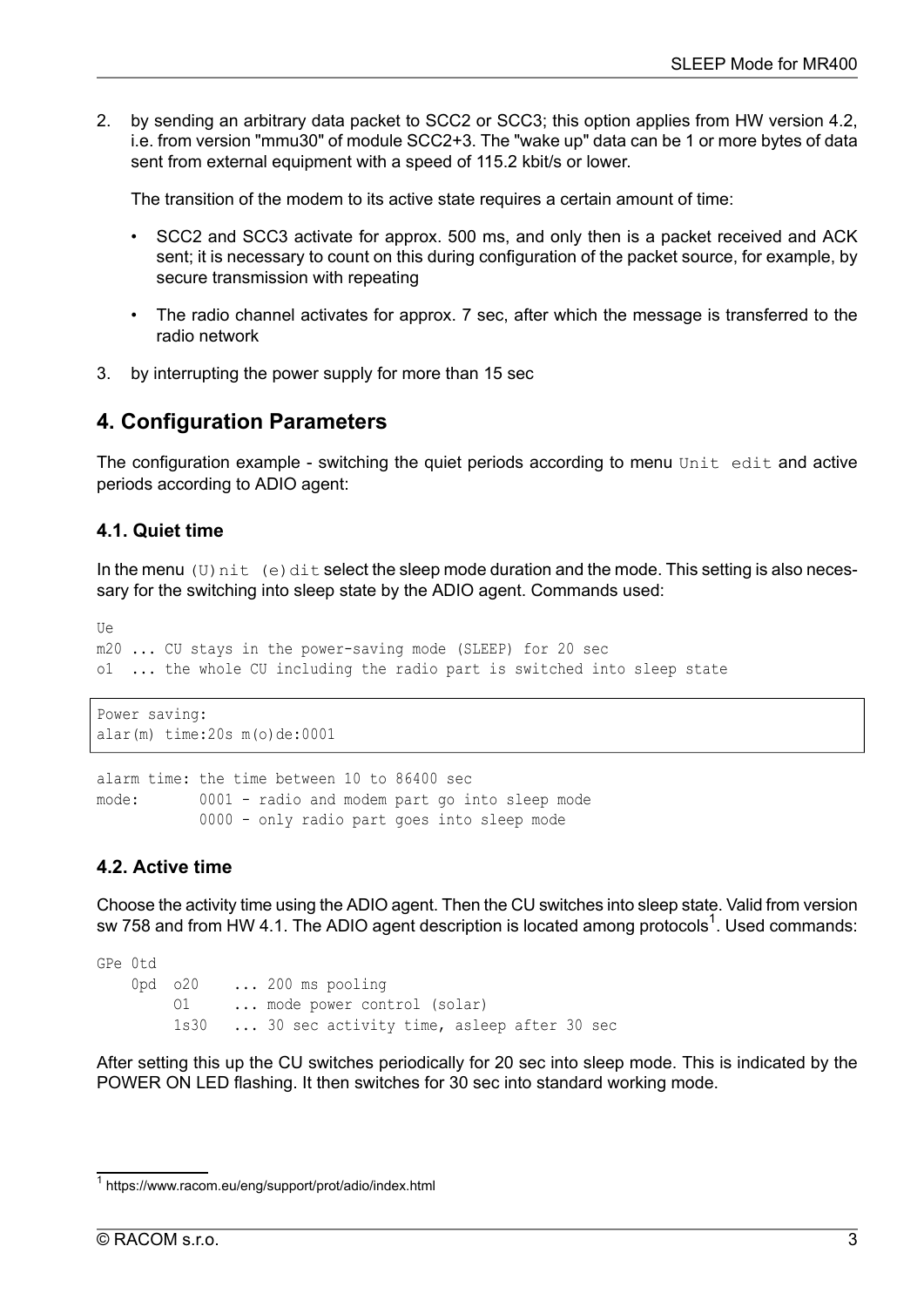2. by sending an arbitrary data packet to SCC2 or SCC3; this option applies from HW version 4.2, i.e. from version "mmu30" of module SCC2+3. The "wake up" data can be 1 or more bytes of data sent from external equipment with a speed of 115.2 kbit/s or lower.

   The transition of the modem to its active state requires a certain amount of time:

   - SCC2 and SCC3 activate for approx. 500 ms, and only then is a packet received and ACK sent; it is necessary to count on this during configuration of the packet source, for example, by secure transmission with repeating
   - The radio channel activates for approx. 7 sec, after which the message is transferred to the radio network

3. by interrupting the power supply for more than 15 sec

## 4. Configuration Parameters

The configuration example - switching the quiet periods according to menu `Unit edit` and active periods according to ADIO agent:

### 4.1. Quiet time

In the menu `(U)nit (e)dit` select the sleep mode duration and the mode. This setting is also necessary for the switching into sleep state by the ADIO agent. Commands used:

```
Ue
m20 ... CU stays in the power-saving mode (SLEEP) for 20 sec
o1  ... the whole CU including the radio part is switched into sleep state
```

```
Power saving:
alar(m) time:20s m(o)de:0001
```

```
alarm time: the time between 10 to 86400 sec
mode:       0001 - radio and modem part go into sleep mode
            0000 - only radio part goes into sleep mode
```

### 4.2. Active time

Choose the activity time using the ADIO agent. Then the CU switches into sleep state. Valid from version sw 758 and from HW 4.1. The ADIO agent description is located among protocols[1]. Used commands:

```
GPe 0td
    0pd  o20    ... 200 ms pooling
         O1     ... mode power control (solar)
         1s30   ... 30 sec activity time, asleep after 30 sec
```

After setting this up the CU switches periodically for 20 sec into sleep mode. This is indicated by the POWER ON LED flashing. It then switches for 30 sec into standard working mode.

[1] https://www.racom.eu/eng/support/prot/adio/index.html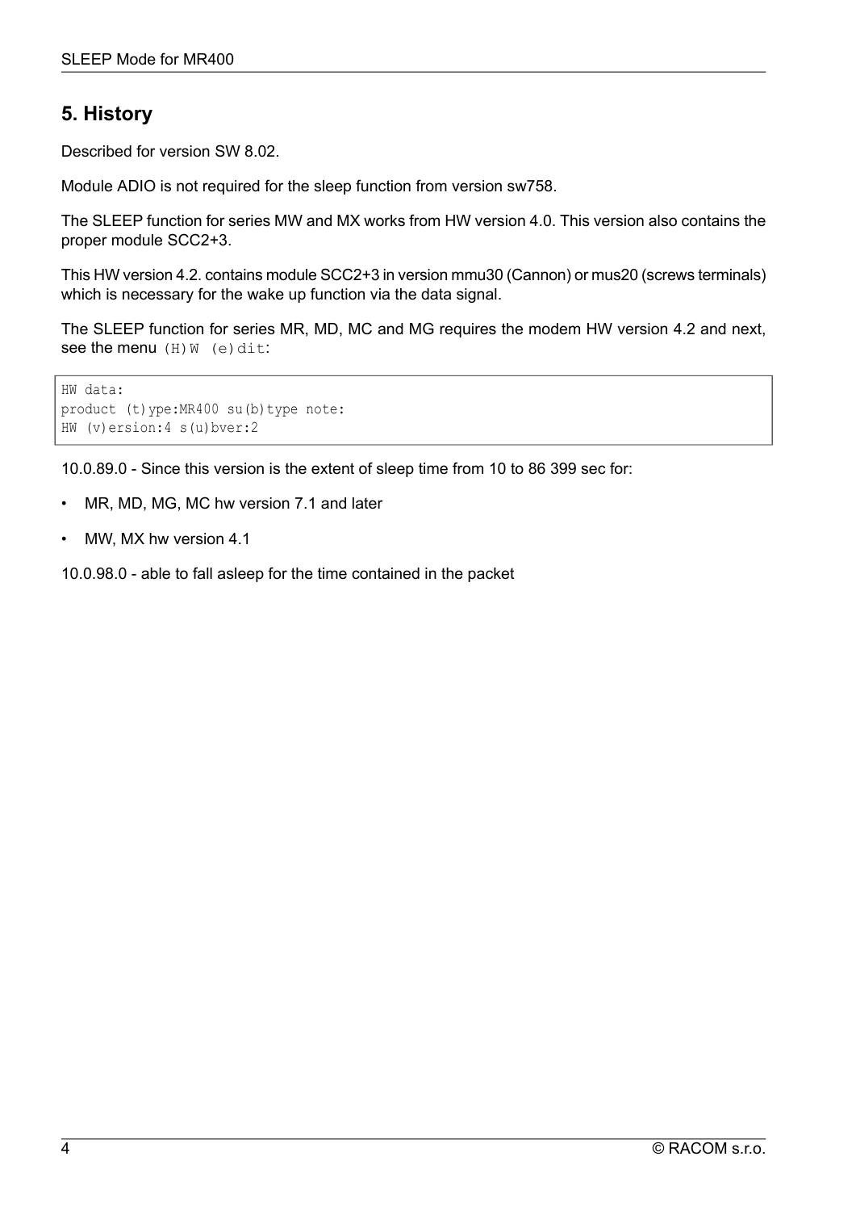## 5. History

Described for version SW 8.02.

Module ADIO is not required for the sleep function from version sw758.

The SLEEP function for series MW and MX works from HW version 4.0. This version also contains the proper module SCC2+3.

This HW version 4.2. contains module SCC2+3 in version mmu30 (Cannon) or mus20 (screws terminals) which is necessary for the wake up function via the data signal.

The SLEEP function for series MR, MD, MC and MG requires the modem HW version 4.2 and next, see the menu `(H)W (e)dit`:

```
HW data:
product (t)ype:MR400 su(b)type note:
HW (v)ersion:4 s(u)bver:2
```

10.0.89.0 - Since this version is the extent of sleep time from 10 to 86 399 sec for:

- MR, MD, MG, MC hw version 7.1 and later
- MW, MX hw version 4.1

10.0.98.0 - able to fall asleep for the time contained in the packet